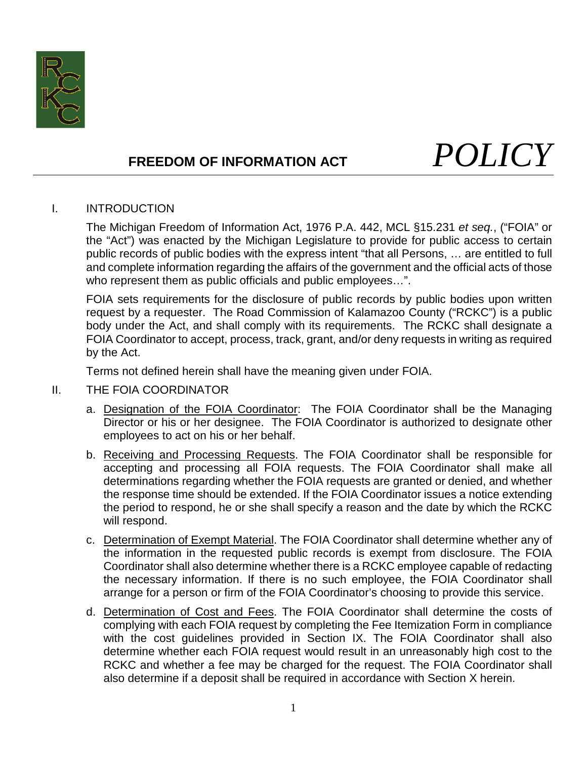# FREEDOM OF INFORMATION ACT *POLICY*

## I. INTRODUCTION

The Michigan Freedom of Information Act, 1976 P.A. 442, MCL §15.231 *et seq.*, ("FOIA" or the "Act") was enacted by the Michigan Legislature to provide for public access to certain public records of public bodies with the express intent "that all Persons, … are entitled to full and complete information regarding the affairs of the government and the official acts of those who represent them as public officials and public employees…".

FOIA sets requirements for the disclosure of public records by public bodies upon written request by a requester. The Road Commission of Kalamazoo County ("RCKC") is a public body under the Act, and shall comply with its requirements. The RCKC shall designate a FOIA Coordinator to accept, process, track, grant, and/or deny requests in writing as required by the Act.

Terms not defined herein shall have the meaning given under FOIA.

## II. THE FOIA COORDINATOR

a. Designation of the FOIA Coordinator: The FOIA Coordinator shall be the Managing Director or his or her designee. The FOIA Coordinator is authorized to designate other employees to act on his or her behalf.

b. Receiving and Processing Requests. The FOIA Coordinator shall be responsible for accepting and processing all FOIA requests. The FOIA Coordinator shall make all determinations regarding whether the FOIA requests are granted or denied, and whether the response time should be extended. If the FOIA Coordinator issues a notice extending the period to respond, he or she shall specify a reason and the date by which the RCKC will respond.

c. Determination of Exempt Material. The FOIA Coordinator shall determine whether any of the information in the requested public records is exempt from disclosure. The FOIA Coordinator shall also determine whether there is a RCKC employee capable of redacting the necessary information. If there is no such employee, the FOIA Coordinator shall arrange for a person or firm of the FOIA Coordinator's choosing to provide this service.

d. Determination of Cost and Fees. The FOIA Coordinator shall determine the costs of complying with each FOIA request by completing the Fee Itemization Form in compliance with the cost guidelines provided in Section IX. The FOIA Coordinator shall also determine whether each FOIA request would result in an unreasonably high cost to the RCKC and whether a fee may be charged for the request. The FOIA Coordinator shall also determine if a deposit shall be required in accordance with Section X herein.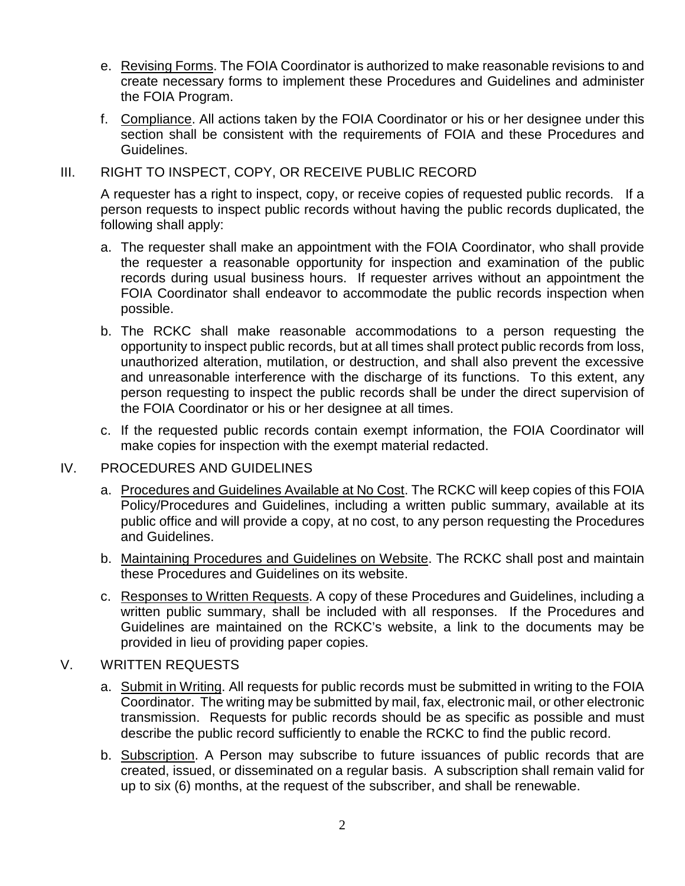e. Revising Forms. The FOIA Coordinator is authorized to make reasonable revisions to and create necessary forms to implement these Procedures and Guidelines and administer the FOIA Program.

f. Compliance. All actions taken by the FOIA Coordinator or his or her designee under this section shall be consistent with the requirements of FOIA and these Procedures and Guidelines.

## III. RIGHT TO INSPECT, COPY, OR RECEIVE PUBLIC RECORD

A requester has a right to inspect, copy, or receive copies of requested public records. If a person requests to inspect public records without having the public records duplicated, the following shall apply:

a. The requester shall make an appointment with the FOIA Coordinator, who shall provide the requester a reasonable opportunity for inspection and examination of the public records during usual business hours. If requester arrives without an appointment the FOIA Coordinator shall endeavor to accommodate the public records inspection when possible.

b. The RCKC shall make reasonable accommodations to a person requesting the opportunity to inspect public records, but at all times shall protect public records from loss, unauthorized alteration, mutilation, or destruction, and shall also prevent the excessive and unreasonable interference with the discharge of its functions. To this extent, any person requesting to inspect the public records shall be under the direct supervision of the FOIA Coordinator or his or her designee at all times.

c. If the requested public records contain exempt information, the FOIA Coordinator will make copies for inspection with the exempt material redacted.

## IV. PROCEDURES AND GUIDELINES

a. Procedures and Guidelines Available at No Cost. The RCKC will keep copies of this FOIA Policy/Procedures and Guidelines, including a written public summary, available at its public office and will provide a copy, at no cost, to any person requesting the Procedures and Guidelines.

b. Maintaining Procedures and Guidelines on Website. The RCKC shall post and maintain these Procedures and Guidelines on its website.

c. Responses to Written Requests. A copy of these Procedures and Guidelines, including a written public summary, shall be included with all responses. If the Procedures and Guidelines are maintained on the RCKC's website, a link to the documents may be provided in lieu of providing paper copies.

## V. WRITTEN REQUESTS

a. Submit in Writing. All requests for public records must be submitted in writing to the FOIA Coordinator. The writing may be submitted by mail, fax, electronic mail, or other electronic transmission. Requests for public records should be as specific as possible and must describe the public record sufficiently to enable the RCKC to find the public record.

b. Subscription. A Person may subscribe to future issuances of public records that are created, issued, or disseminated on a regular basis. A subscription shall remain valid for up to six (6) months, at the request of the subscriber, and shall be renewable.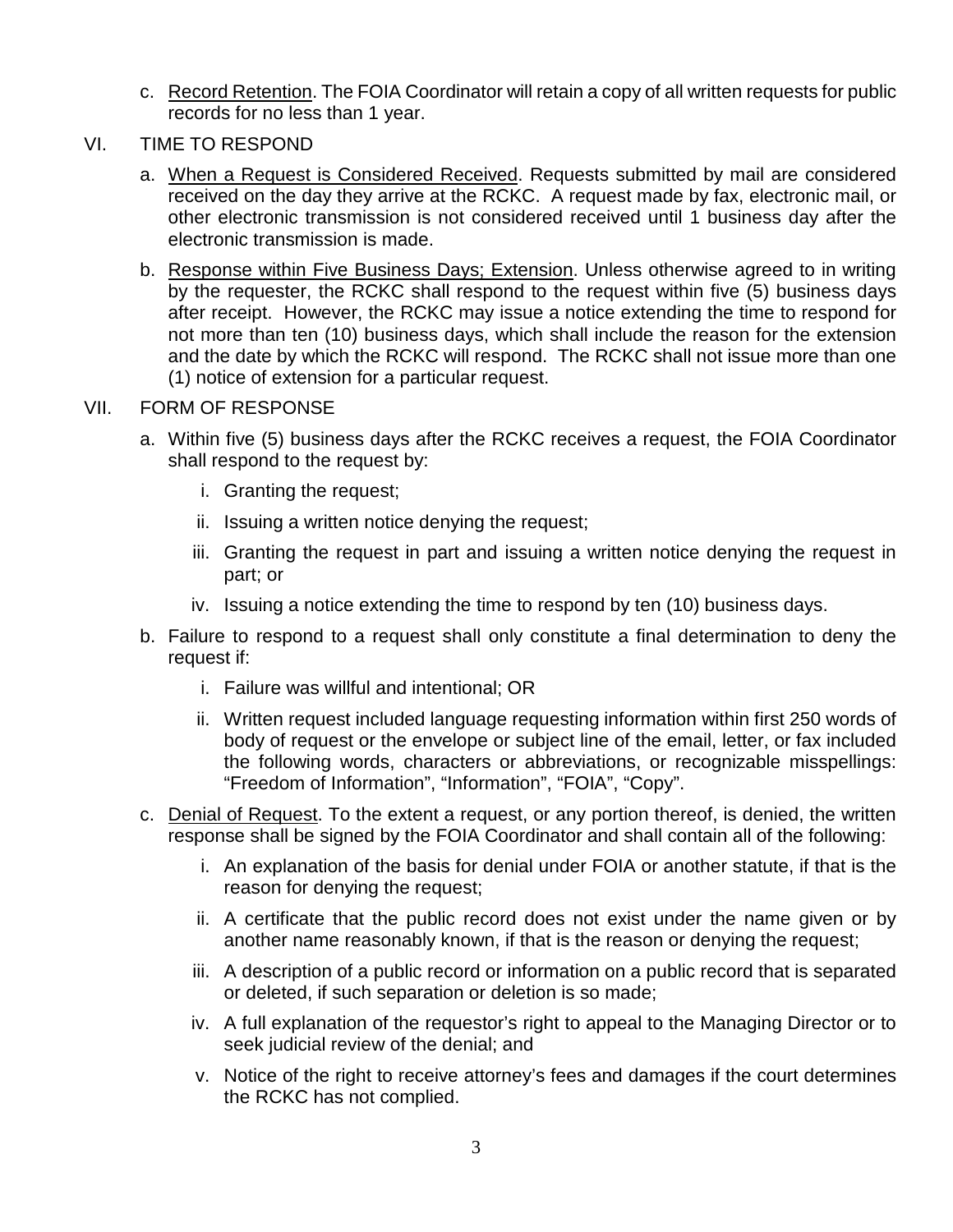c. Record Retention. The FOIA Coordinator will retain a copy of all written requests for public records for no less than 1 year.

VI. TIME TO RESPOND

a. When a Request is Considered Received. Requests submitted by mail are considered received on the day they arrive at the RCKC. A request made by fax, electronic mail, or other electronic transmission is not considered received until 1 business day after the electronic transmission is made.

b. Response within Five Business Days; Extension. Unless otherwise agreed to in writing by the requester, the RCKC shall respond to the request within five (5) business days after receipt. However, the RCKC may issue a notice extending the time to respond for not more than ten (10) business days, which shall include the reason for the extension and the date by which the RCKC will respond. The RCKC shall not issue more than one (1) notice of extension for a particular request.

VII. FORM OF RESPONSE

a. Within five (5) business days after the RCKC receives a request, the FOIA Coordinator shall respond to the request by:

   i. Granting the request;

   ii. Issuing a written notice denying the request;

   iii. Granting the request in part and issuing a written notice denying the request in part; or

   iv. Issuing a notice extending the time to respond by ten (10) business days.

b. Failure to respond to a request shall only constitute a final determination to deny the request if:

   i. Failure was willful and intentional; OR

   ii. Written request included language requesting information within first 250 words of body of request or the envelope or subject line of the email, letter, or fax included the following words, characters or abbreviations, or recognizable misspellings: "Freedom of Information", "Information", "FOIA", "Copy".

c. Denial of Request. To the extent a request, or any portion thereof, is denied, the written response shall be signed by the FOIA Coordinator and shall contain all of the following:

   i. An explanation of the basis for denial under FOIA or another statute, if that is the reason for denying the request;

   ii. A certificate that the public record does not exist under the name given or by another name reasonably known, if that is the reason or denying the request;

   iii. A description of a public record or information on a public record that is separated or deleted, if such separation or deletion is so made;

   iv. A full explanation of the requestor's right to appeal to the Managing Director or to seek judicial review of the denial; and

   v. Notice of the right to receive attorney's fees and damages if the court determines the RCKC has not complied.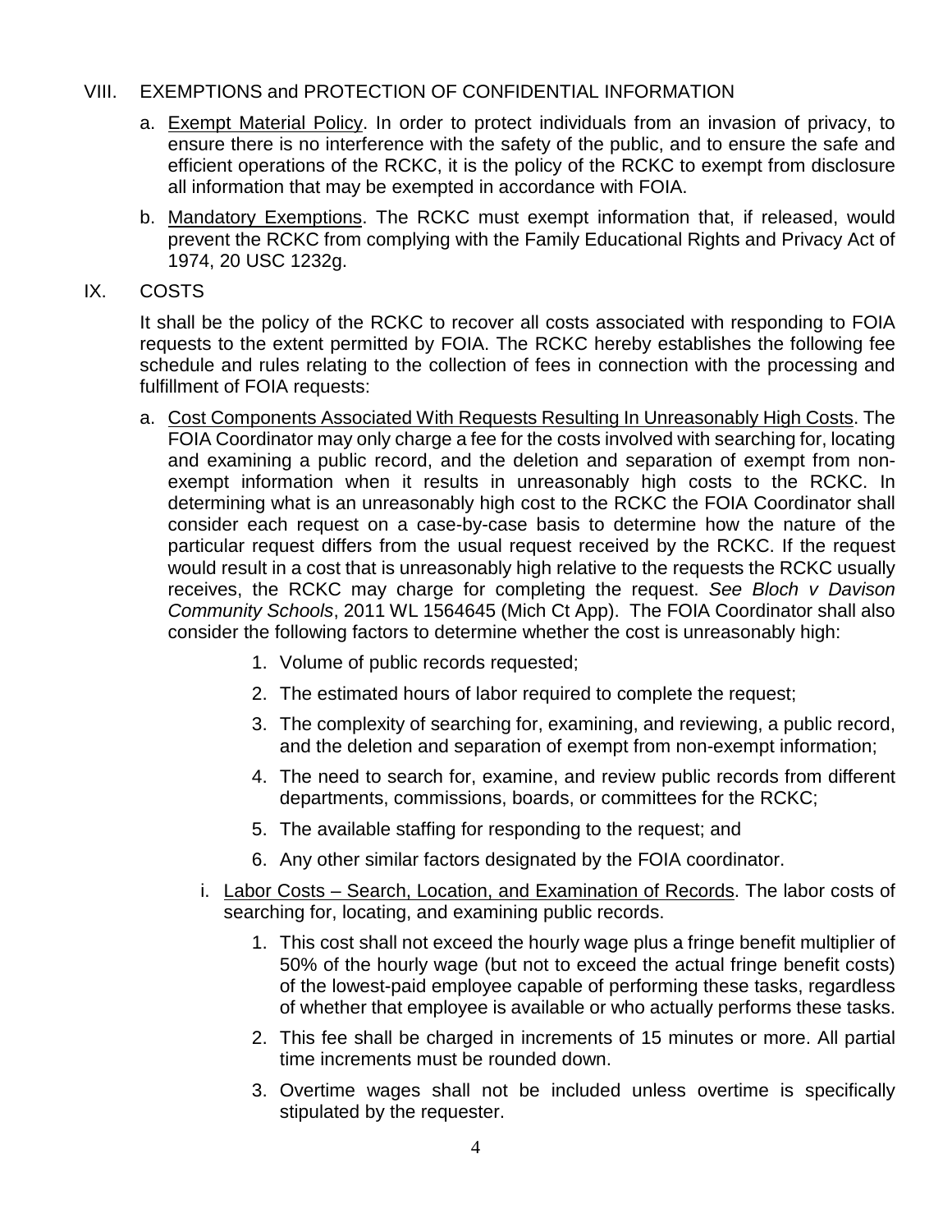## VIII. EXEMPTIONS and PROTECTION OF CONFIDENTIAL INFORMATION

a. Exempt Material Policy. In order to protect individuals from an invasion of privacy, to ensure there is no interference with the safety of the public, and to ensure the safe and efficient operations of the RCKC, it is the policy of the RCKC to exempt from disclosure all information that may be exempted in accordance with FOIA.

b. Mandatory Exemptions. The RCKC must exempt information that, if released, would prevent the RCKC from complying with the Family Educational Rights and Privacy Act of 1974, 20 USC 1232g.

## IX. COSTS

It shall be the policy of the RCKC to recover all costs associated with responding to FOIA requests to the extent permitted by FOIA. The RCKC hereby establishes the following fee schedule and rules relating to the collection of fees in connection with the processing and fulfillment of FOIA requests:

a. Cost Components Associated With Requests Resulting In Unreasonably High Costs. The FOIA Coordinator may only charge a fee for the costs involved with searching for, locating and examining a public record, and the deletion and separation of exempt from non-exempt information when it results in unreasonably high costs to the RCKC. In determining what is an unreasonably high cost to the RCKC the FOIA Coordinator shall consider each request on a case-by-case basis to determine how the nature of the particular request differs from the usual request received by the RCKC. If the request would result in a cost that is unreasonably high relative to the requests the RCKC usually receives, the RCKC may charge for completing the request. *See Bloch v Davison Community Schools*, 2011 WL 1564645 (Mich Ct App). The FOIA Coordinator shall also consider the following factors to determine whether the cost is unreasonably high:

1. Volume of public records requested;
2. The estimated hours of labor required to complete the request;
3. The complexity of searching for, examining, and reviewing, a public record, and the deletion and separation of exempt from non-exempt information;
4. The need to search for, examine, and review public records from different departments, commissions, boards, or committees for the RCKC;
5. The available staffing for responding to the request; and
6. Any other similar factors designated by the FOIA coordinator.

i. Labor Costs – Search, Location, and Examination of Records. The labor costs of searching for, locating, and examining public records.

1. This cost shall not exceed the hourly wage plus a fringe benefit multiplier of 50% of the hourly wage (but not to exceed the actual fringe benefit costs) of the lowest-paid employee capable of performing these tasks, regardless of whether that employee is available or who actually performs these tasks.
2. This fee shall be charged in increments of 15 minutes or more. All partial time increments must be rounded down.
3. Overtime wages shall not be included unless overtime is specifically stipulated by the requester.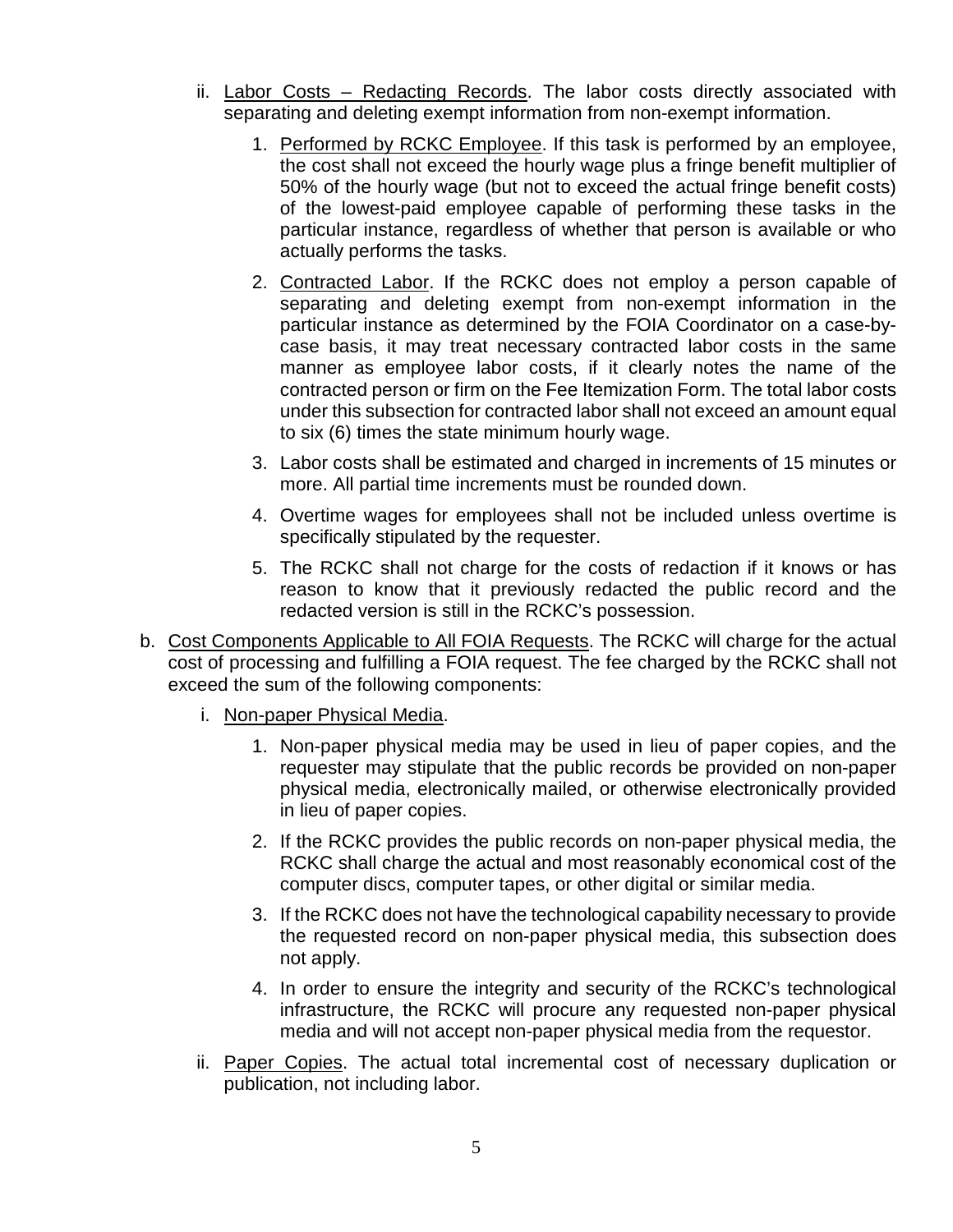ii. Labor Costs – Redacting Records. The labor costs directly associated with separating and deleting exempt information from non-exempt information.

   1. Performed by RCKC Employee. If this task is performed by an employee, the cost shall not exceed the hourly wage plus a fringe benefit multiplier of 50% of the hourly wage (but not to exceed the actual fringe benefit costs) of the lowest-paid employee capable of performing these tasks in the particular instance, regardless of whether that person is available or who actually performs the tasks.

   2. Contracted Labor. If the RCKC does not employ a person capable of separating and deleting exempt from non-exempt information in the particular instance as determined by the FOIA Coordinator on a case-by-case basis, it may treat necessary contracted labor costs in the same manner as employee labor costs, if it clearly notes the name of the contracted person or firm on the Fee Itemization Form. The total labor costs under this subsection for contracted labor shall not exceed an amount equal to six (6) times the state minimum hourly wage.

   3. Labor costs shall be estimated and charged in increments of 15 minutes or more. All partial time increments must be rounded down.

   4. Overtime wages for employees shall not be included unless overtime is specifically stipulated by the requester.

   5. The RCKC shall not charge for the costs of redaction if it knows or has reason to know that it previously redacted the public record and the redacted version is still in the RCKC's possession.

b. Cost Components Applicable to All FOIA Requests. The RCKC will charge for the actual cost of processing and fulfilling a FOIA request. The fee charged by the RCKC shall not exceed the sum of the following components:

   i. Non-paper Physical Media.

      1. Non-paper physical media may be used in lieu of paper copies, and the requester may stipulate that the public records be provided on non-paper physical media, electronically mailed, or otherwise electronically provided in lieu of paper copies.

      2. If the RCKC provides the public records on non-paper physical media, the RCKC shall charge the actual and most reasonably economical cost of the computer discs, computer tapes, or other digital or similar media.

      3. If the RCKC does not have the technological capability necessary to provide the requested record on non-paper physical media, this subsection does not apply.

      4. In order to ensure the integrity and security of the RCKC's technological infrastructure, the RCKC will procure any requested non-paper physical media and will not accept non-paper physical media from the requestor.

   ii. Paper Copies. The actual total incremental cost of necessary duplication or publication, not including labor.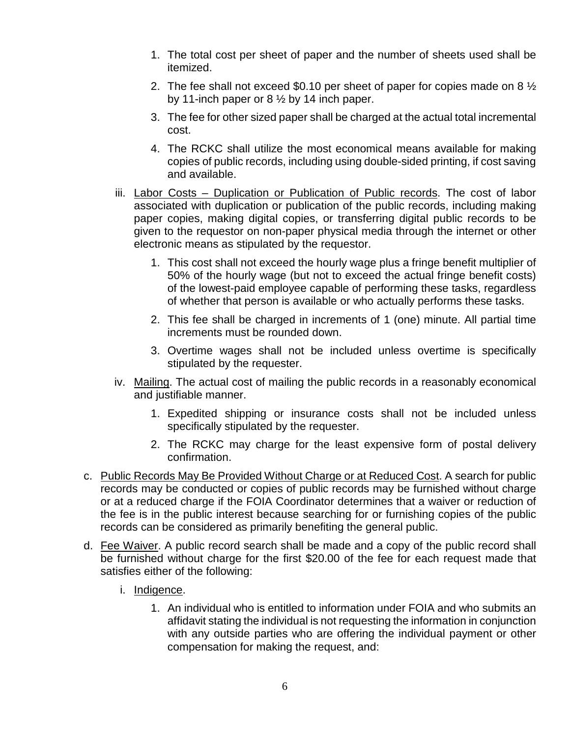1. The total cost per sheet of paper and the number of sheets used shall be itemized.
2. The fee shall not exceed $0.10 per sheet of paper for copies made on 8 ½ by 11-inch paper or 8 ½ by 14 inch paper.
3. The fee for other sized paper shall be charged at the actual total incremental cost.
4. The RCKC shall utilize the most economical means available for making copies of public records, including using double-sided printing, if cost saving and available.

iii. <u>Labor Costs – Duplication or Publication of Public records</u>. The cost of labor associated with duplication or publication of the public records, including making paper copies, making digital copies, or transferring digital public records to be given to the requestor on non-paper physical media through the internet or other electronic means as stipulated by the requestor.

1. This cost shall not exceed the hourly wage plus a fringe benefit multiplier of 50% of the hourly wage (but not to exceed the actual fringe benefit costs) of the lowest-paid employee capable of performing these tasks, regardless of whether that person is available or who actually performs these tasks.
2. This fee shall be charged in increments of 1 (one) minute. All partial time increments must be rounded down.
3. Overtime wages shall not be included unless overtime is specifically stipulated by the requester.

iv. <u>Mailing</u>. The actual cost of mailing the public records in a reasonably economical and justifiable manner.

1. Expedited shipping or insurance costs shall not be included unless specifically stipulated by the requester.
2. The RCKC may charge for the least expensive form of postal delivery confirmation.

c. <u>Public Records May Be Provided Without Charge or at Reduced Cost</u>. A search for public records may be conducted or copies of public records may be furnished without charge or at a reduced charge if the FOIA Coordinator determines that a waiver or reduction of the fee is in the public interest because searching for or furnishing copies of the public records can be considered as primarily benefiting the general public.

d. <u>Fee Waiver</u>. A public record search shall be made and a copy of the public record shall be furnished without charge for the first $20.00 of the fee for each request made that satisfies either of the following:

i. <u>Indigence</u>.

1. An individual who is entitled to information under FOIA and who submits an affidavit stating the individual is not requesting the information in conjunction with any outside parties who are offering the individual payment or other compensation for making the request, and: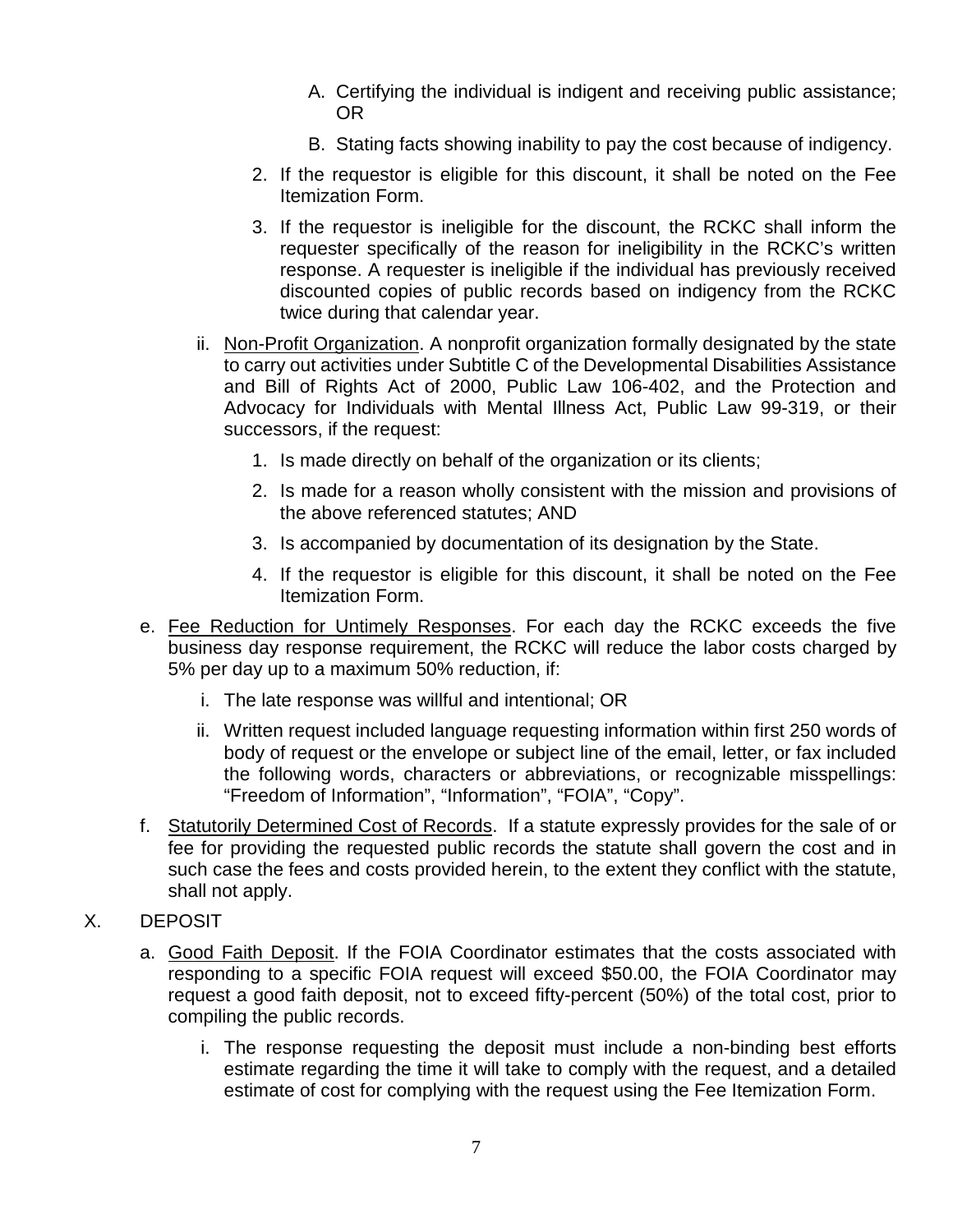A. Certifying the individual is indigent and receiving public assistance; OR

B. Stating facts showing inability to pay the cost because of indigency.

2. If the requestor is eligible for this discount, it shall be noted on the Fee Itemization Form.

3. If the requestor is ineligible for the discount, the RCKC shall inform the requester specifically of the reason for ineligibility in the RCKC's written response. A requester is ineligible if the individual has previously received discounted copies of public records based on indigency from the RCKC twice during that calendar year.

ii. Non-Profit Organization. A nonprofit organization formally designated by the state to carry out activities under Subtitle C of the Developmental Disabilities Assistance and Bill of Rights Act of 2000, Public Law 106-402, and the Protection and Advocacy for Individuals with Mental Illness Act, Public Law 99-319, or their successors, if the request:

1. Is made directly on behalf of the organization or its clients;
2. Is made for a reason wholly consistent with the mission and provisions of the above referenced statutes; AND
3. Is accompanied by documentation of its designation by the State.
4. If the requestor is eligible for this discount, it shall be noted on the Fee Itemization Form.

e. Fee Reduction for Untimely Responses. For each day the RCKC exceeds the five business day response requirement, the RCKC will reduce the labor costs charged by 5% per day up to a maximum 50% reduction, if:

i. The late response was willful and intentional; OR

ii. Written request included language requesting information within first 250 words of body of request or the envelope or subject line of the email, letter, or fax included the following words, characters or abbreviations, or recognizable misspellings: "Freedom of Information", "Information", "FOIA", "Copy".

f. Statutorily Determined Cost of Records. If a statute expressly provides for the sale of or fee for providing the requested public records the statute shall govern the cost and in such case the fees and costs provided herein, to the extent they conflict with the statute, shall not apply.

X. DEPOSIT

a. Good Faith Deposit. If the FOIA Coordinator estimates that the costs associated with responding to a specific FOIA request will exceed $50.00, the FOIA Coordinator may request a good faith deposit, not to exceed fifty-percent (50%) of the total cost, prior to compiling the public records.

i. The response requesting the deposit must include a non-binding best efforts estimate regarding the time it will take to comply with the request, and a detailed estimate of cost for complying with the request using the Fee Itemization Form.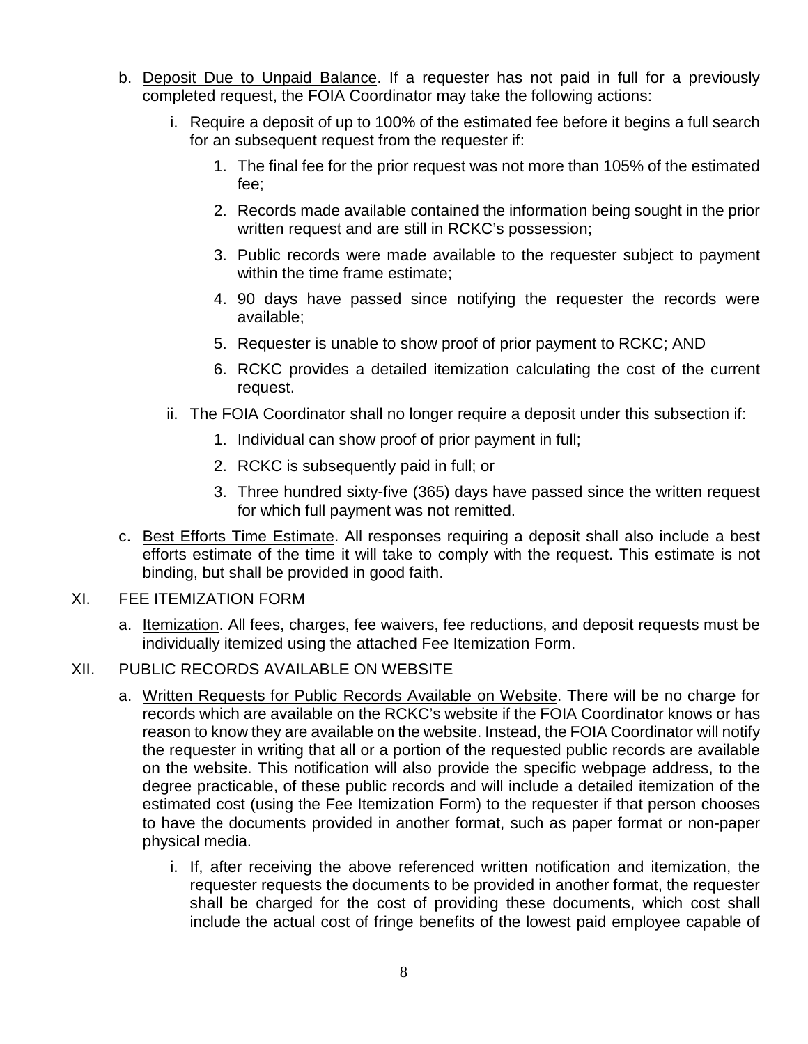b. Deposit Due to Unpaid Balance. If a requester has not paid in full for a previously completed request, the FOIA Coordinator may take the following actions:

   i. Require a deposit of up to 100% of the estimated fee before it begins a full search for an subsequent request from the requester if:

      1. The final fee for the prior request was not more than 105% of the estimated fee;

      2. Records made available contained the information being sought in the prior written request and are still in RCKC's possession;

      3. Public records were made available to the requester subject to payment within the time frame estimate;

      4. 90 days have passed since notifying the requester the records were available;

      5. Requester is unable to show proof of prior payment to RCKC; AND

      6. RCKC provides a detailed itemization calculating the cost of the current request.

   ii. The FOIA Coordinator shall no longer require a deposit under this subsection if:

      1. Individual can show proof of prior payment in full;

      2. RCKC is subsequently paid in full; or

      3. Three hundred sixty-five (365) days have passed since the written request for which full payment was not remitted.

c. Best Efforts Time Estimate. All responses requiring a deposit shall also include a best efforts estimate of the time it will take to comply with the request. This estimate is not binding, but shall be provided in good faith.

## XI. FEE ITEMIZATION FORM

a. Itemization. All fees, charges, fee waivers, fee reductions, and deposit requests must be individually itemized using the attached Fee Itemization Form.

## XII. PUBLIC RECORDS AVAILABLE ON WEBSITE

a. Written Requests for Public Records Available on Website. There will be no charge for records which are available on the RCKC's website if the FOIA Coordinator knows or has reason to know they are available on the website. Instead, the FOIA Coordinator will notify the requester in writing that all or a portion of the requested public records are available on the website. This notification will also provide the specific webpage address, to the degree practicable, of these public records and will include a detailed itemization of the estimated cost (using the Fee Itemization Form) to the requester if that person chooses to have the documents provided in another format, such as paper format or non-paper physical media.

   i. If, after receiving the above referenced written notification and itemization, the requester requests the documents to be provided in another format, the requester shall be charged for the cost of providing these documents, which cost shall include the actual cost of fringe benefits of the lowest paid employee capable of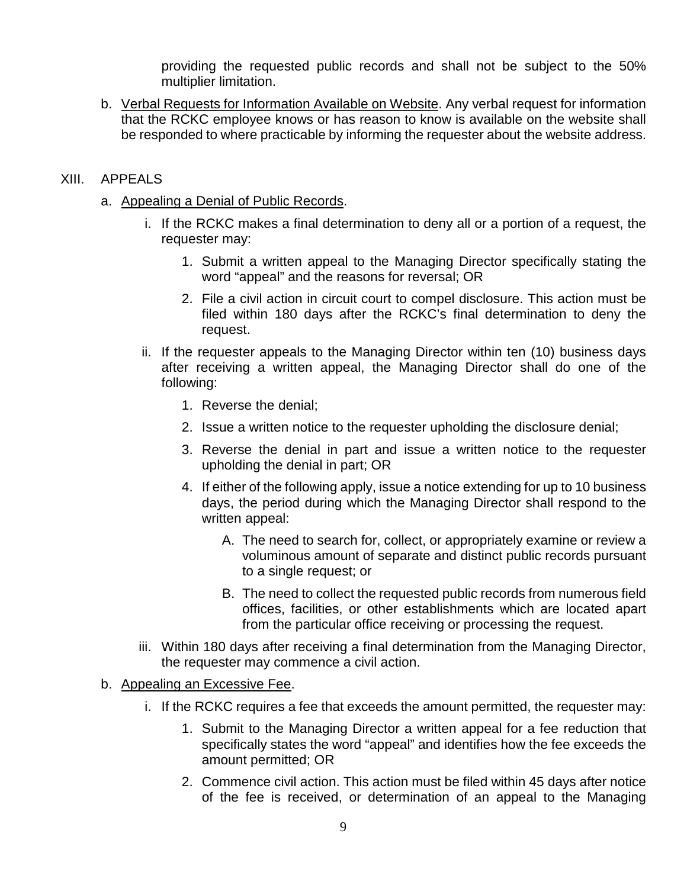providing the requested public records and shall not be subject to the 50% multiplier limitation.

b. Verbal Requests for Information Available on Website. Any verbal request for information that the RCKC employee knows or has reason to know is available on the website shall be responded to where practicable by informing the requester about the website address.

## XIII. APPEALS

a. Appealing a Denial of Public Records.

   i. If the RCKC makes a final determination to deny all or a portion of a request, the requester may:

      1. Submit a written appeal to the Managing Director specifically stating the word "appeal" and the reasons for reversal; OR

      2. File a civil action in circuit court to compel disclosure. This action must be filed within 180 days after the RCKC's final determination to deny the request.

   ii. If the requester appeals to the Managing Director within ten (10) business days after receiving a written appeal, the Managing Director shall do one of the following:

      1. Reverse the denial;

      2. Issue a written notice to the requester upholding the disclosure denial;

      3. Reverse the denial in part and issue a written notice to the requester upholding the denial in part; OR

      4. If either of the following apply, issue a notice extending for up to 10 business days, the period during which the Managing Director shall respond to the written appeal:

         A. The need to search for, collect, or appropriately examine or review a voluminous amount of separate and distinct public records pursuant to a single request; or

         B. The need to collect the requested public records from numerous field offices, facilities, or other establishments which are located apart from the particular office receiving or processing the request.

   iii. Within 180 days after receiving a final determination from the Managing Director, the requester may commence a civil action.

b. Appealing an Excessive Fee.

   i. If the RCKC requires a fee that exceeds the amount permitted, the requester may:

      1. Submit to the Managing Director a written appeal for a fee reduction that specifically states the word "appeal" and identifies how the fee exceeds the amount permitted; OR

      2. Commence civil action. This action must be filed within 45 days after notice of the fee is received, or determination of an appeal to the Managing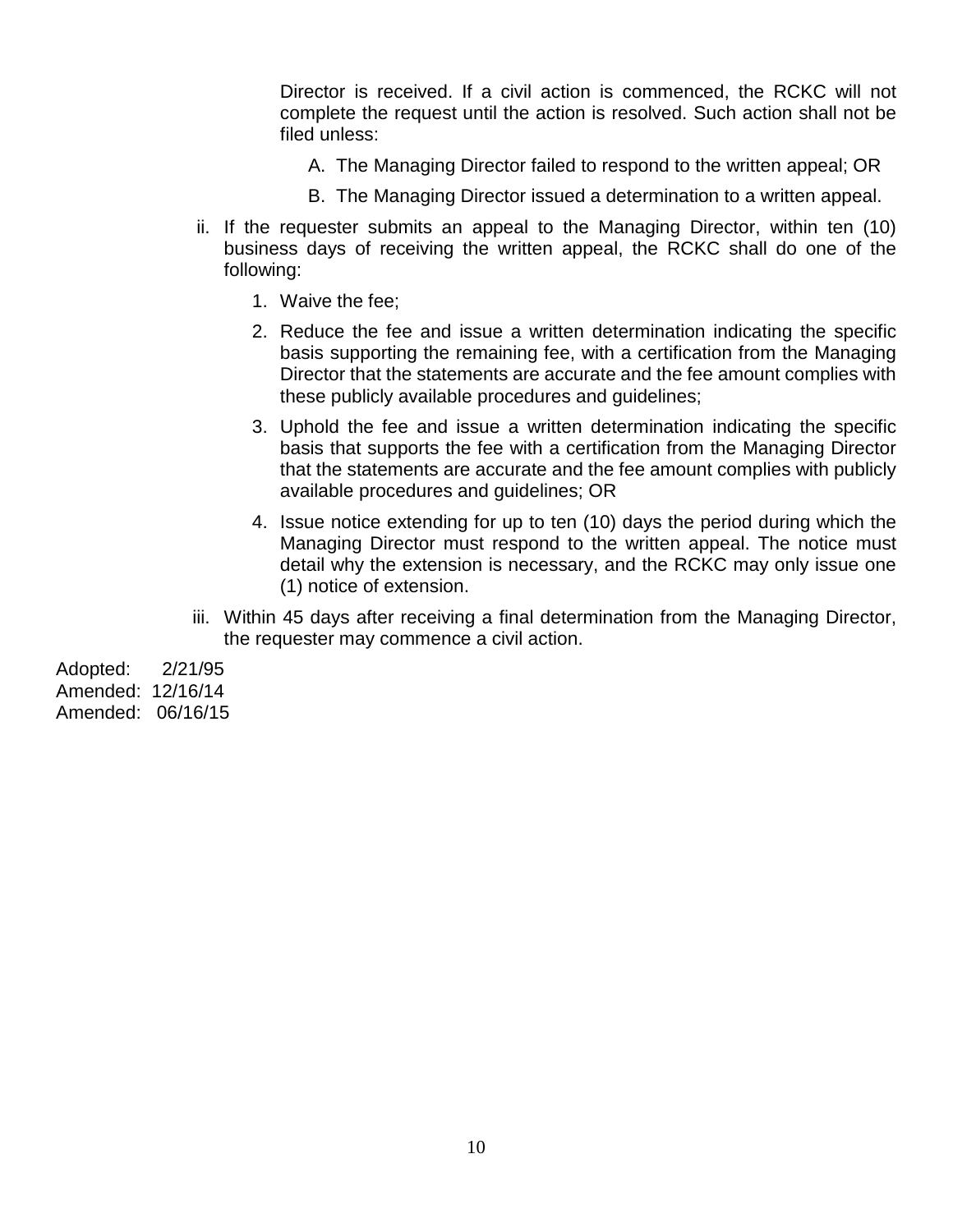Director is received. If a civil action is commenced, the RCKC will not complete the request until the action is resolved. Such action shall not be filed unless:

A. The Managing Director failed to respond to the written appeal; OR

B. The Managing Director issued a determination to a written appeal.

ii. If the requester submits an appeal to the Managing Director, within ten (10) business days of receiving the written appeal, the RCKC shall do one of the following:

1. Waive the fee;

2. Reduce the fee and issue a written determination indicating the specific basis supporting the remaining fee, with a certification from the Managing Director that the statements are accurate and the fee amount complies with these publicly available procedures and guidelines;

3. Uphold the fee and issue a written determination indicating the specific basis that supports the fee with a certification from the Managing Director that the statements are accurate and the fee amount complies with publicly available procedures and guidelines; OR

4. Issue notice extending for up to ten (10) days the period during which the Managing Director must respond to the written appeal. The notice must detail why the extension is necessary, and the RCKC may only issue one (1) notice of extension.

iii. Within 45 days after receiving a final determination from the Managing Director, the requester may commence a civil action.

Adopted: 2/21/95
Amended: 12/16/14
Amended: 06/16/15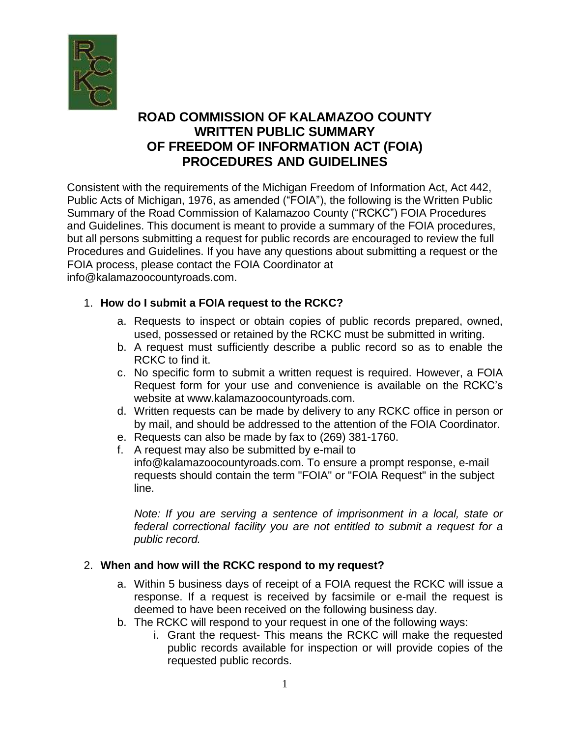# ROAD COMMISSION OF KALAMAZOO COUNTY WRITTEN PUBLIC SUMMARY OF FREEDOM OF INFORMATION ACT (FOIA) PROCEDURES AND GUIDELINES

Consistent with the requirements of the Michigan Freedom of Information Act, Act 442, Public Acts of Michigan, 1976, as amended ("FOIA"), the following is the Written Public Summary of the Road Commission of Kalamazoo County ("RCKC") FOIA Procedures and Guidelines. This document is meant to provide a summary of the FOIA procedures, but all persons submitting a request for public records are encouraged to review the full Procedures and Guidelines. If you have any questions about submitting a request or the FOIA process, please contact the FOIA Coordinator at info@kalamazoocountyroads.com.

1. **How do I submit a FOIA request to the RCKC?**
   a. Requests to inspect or obtain copies of public records prepared, owned, used, possessed or retained by the RCKC must be submitted in writing.
   b. A request must sufficiently describe a public record so as to enable the RCKC to find it.
   c. No specific form to submit a written request is required. However, a FOIA Request form for your use and convenience is available on the RCKC's website at www.kalamazoocountyroads.com.
   d. Written requests can be made by delivery to any RCKC office in person or by mail, and should be addressed to the attention of the FOIA Coordinator.
   e. Requests can also be made by fax to (269) 381-1760.
   f. A request may also be submitted by e-mail to info@kalamazoocountyroads.com. To ensure a prompt response, e-mail requests should contain the term "FOIA" or "FOIA Request" in the subject line.

   *Note: If you are serving a sentence of imprisonment in a local, state or federal correctional facility you are not entitled to submit a request for a public record.*

2. **When and how will the RCKC respond to my request?**
   a. Within 5 business days of receipt of a FOIA request the RCKC will issue a response. If a request is received by facsimile or e-mail the request is deemed to have been received on the following business day.
   b. The RCKC will respond to your request in one of the following ways:
      i. Grant the request- This means the RCKC will make the requested public records available for inspection or will provide copies of the requested public records.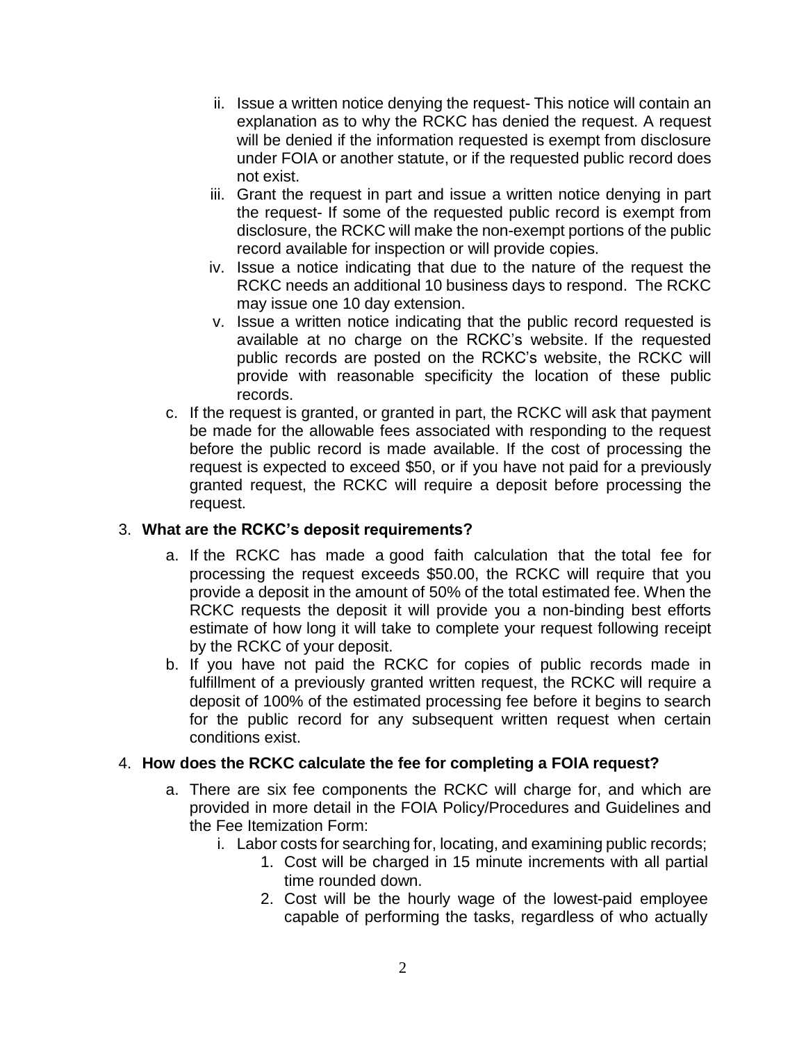ii. Issue a written notice denying the request- This notice will contain an explanation as to why the RCKC has denied the request. A request will be denied if the information requested is exempt from disclosure under FOIA or another statute, or if the requested public record does not exist.

iii. Grant the request in part and issue a written notice denying in part the request- If some of the requested public record is exempt from disclosure, the RCKC will make the non-exempt portions of the public record available for inspection or will provide copies.

iv. Issue a notice indicating that due to the nature of the request the RCKC needs an additional 10 business days to respond. The RCKC may issue one 10 day extension.

v. Issue a written notice indicating that the public record requested is available at no charge on the RCKC's website. If the requested public records are posted on the RCKC's website, the RCKC will provide with reasonable specificity the location of these public records.

c. If the request is granted, or granted in part, the RCKC will ask that payment be made for the allowable fees associated with responding to the request before the public record is made available. If the cost of processing the request is expected to exceed $50, or if you have not paid for a previously granted request, the RCKC will require a deposit before processing the request.

3. **What are the RCKC's deposit requirements?**

   a. If the RCKC has made a good faith calculation that the total fee for processing the request exceeds $50.00, the RCKC will require that you provide a deposit in the amount of 50% of the total estimated fee. When the RCKC requests the deposit it will provide you a non-binding best efforts estimate of how long it will take to complete your request following receipt by the RCKC of your deposit.

   b. If you have not paid the RCKC for copies of public records made in fulfillment of a previously granted written request, the RCKC will require a deposit of 100% of the estimated processing fee before it begins to search for the public record for any subsequent written request when certain conditions exist.

4. **How does the RCKC calculate the fee for completing a FOIA request?**

   a. There are six fee components the RCKC will charge for, and which are provided in more detail in the FOIA Policy/Procedures and Guidelines and the Fee Itemization Form:

      i. Labor costs for searching for, locating, and examining public records;

         1. Cost will be charged in 15 minute increments with all partial time rounded down.
         2. Cost will be the hourly wage of the lowest-paid employee capable of performing the tasks, regardless of who actually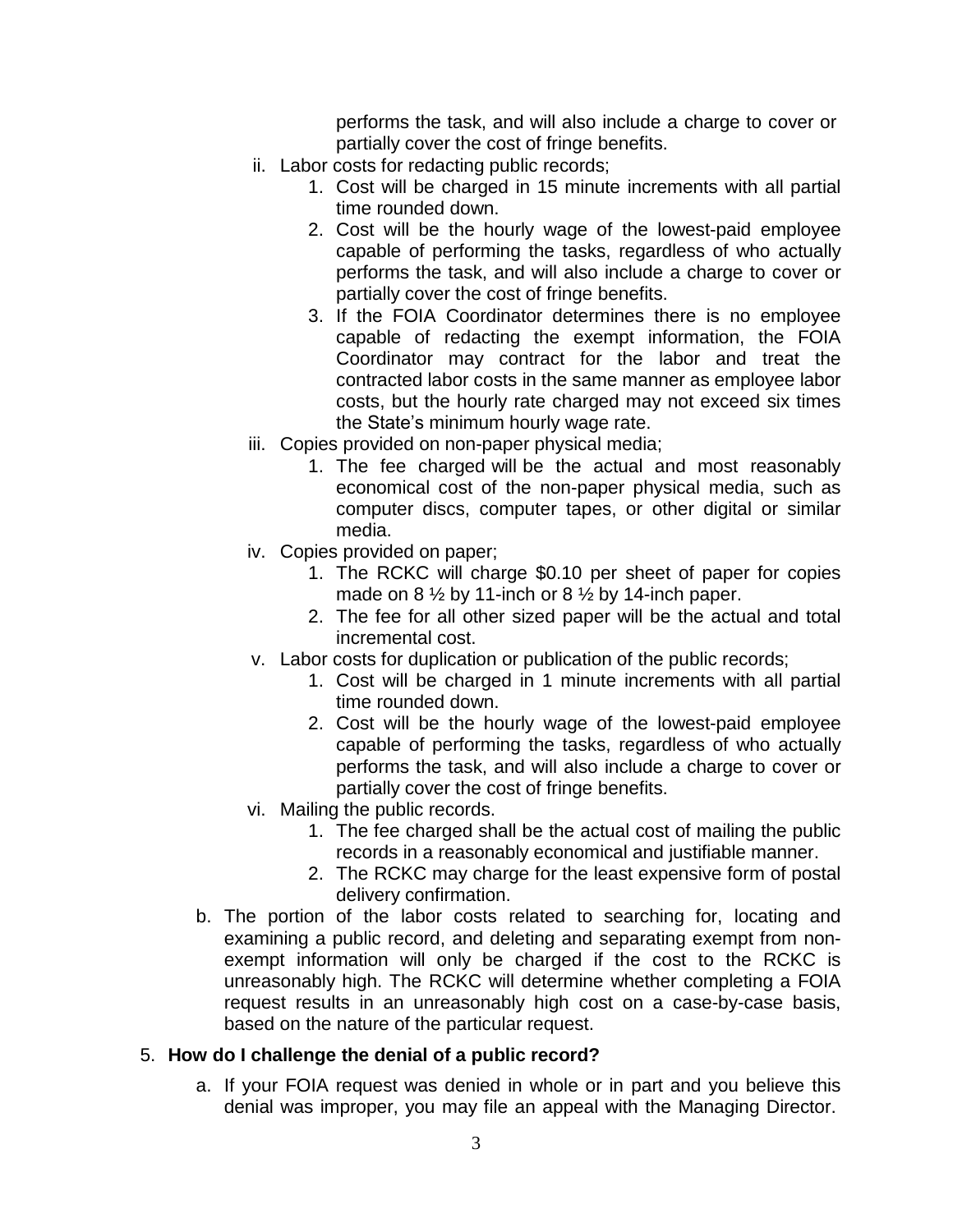performs the task, and will also include a charge to cover or partially cover the cost of fringe benefits.

ii. Labor costs for redacting public records;
    1. Cost will be charged in 15 minute increments with all partial time rounded down.
    2. Cost will be the hourly wage of the lowest-paid employee capable of performing the tasks, regardless of who actually performs the task, and will also include a charge to cover or partially cover the cost of fringe benefits.
    3. If the FOIA Coordinator determines there is no employee capable of redacting the exempt information, the FOIA Coordinator may contract for the labor and treat the contracted labor costs in the same manner as employee labor costs, but the hourly rate charged may not exceed six times the State's minimum hourly wage rate.

iii. Copies provided on non-paper physical media;
    1. The fee charged will be the actual and most reasonably economical cost of the non-paper physical media, such as computer discs, computer tapes, or other digital or similar media.

iv. Copies provided on paper;
    1. The RCKC will charge $0.10 per sheet of paper for copies made on 8 ½ by 11-inch or 8 ½ by 14-inch paper.
    2. The fee for all other sized paper will be the actual and total incremental cost.

v. Labor costs for duplication or publication of the public records;
    1. Cost will be charged in 1 minute increments with all partial time rounded down.
    2. Cost will be the hourly wage of the lowest-paid employee capable of performing the tasks, regardless of who actually performs the task, and will also include a charge to cover or partially cover the cost of fringe benefits.

vi. Mailing the public records.
    1. The fee charged shall be the actual cost of mailing the public records in a reasonably economical and justifiable manner.
    2. The RCKC may charge for the least expensive form of postal delivery confirmation.

b. The portion of the labor costs related to searching for, locating and examining a public record, and deleting and separating exempt from non-exempt information will only be charged if the cost to the RCKC is unreasonably high. The RCKC will determine whether completing a FOIA request results in an unreasonably high cost on a case-by-case basis, based on the nature of the particular request.

5. **How do I challenge the denial of a public record?**

    a. If your FOIA request was denied in whole or in part and you believe this denial was improper, you may file an appeal with the Managing Director.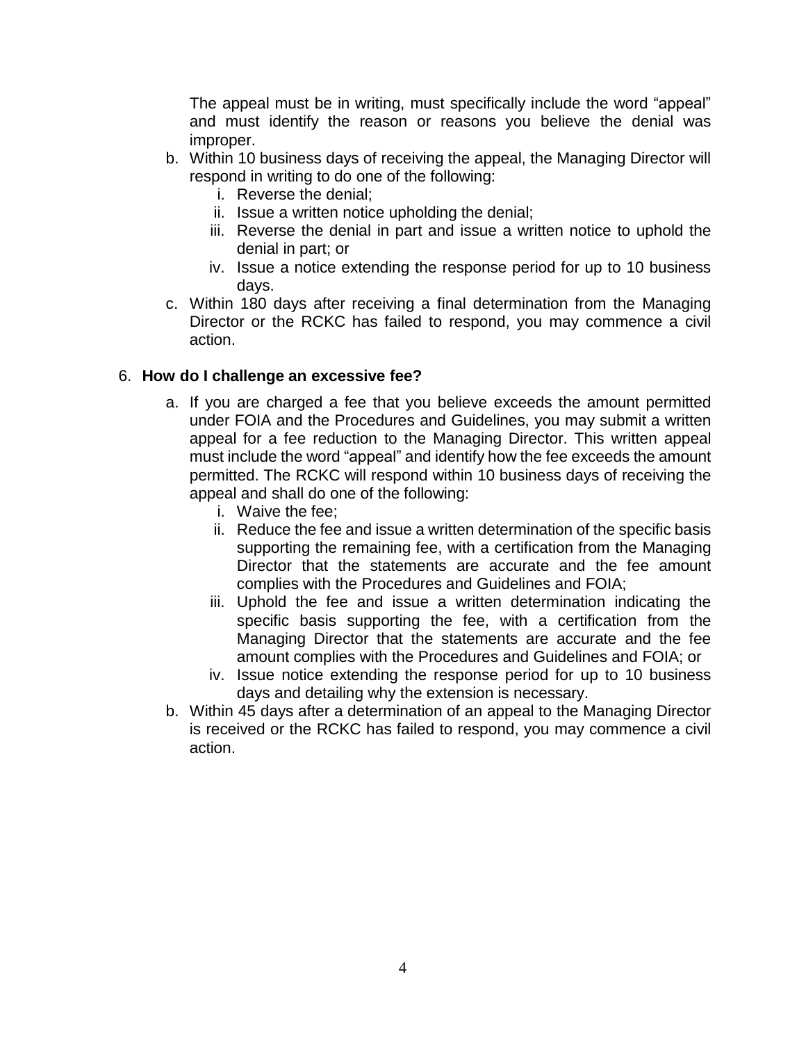The appeal must be in writing, must specifically include the word "appeal" and must identify the reason or reasons you believe the denial was improper.

b. Within 10 business days of receiving the appeal, the Managing Director will respond in writing to do one of the following:
   i. Reverse the denial;
   ii. Issue a written notice upholding the denial;
   iii. Reverse the denial in part and issue a written notice to uphold the denial in part; or
   iv. Issue a notice extending the response period for up to 10 business days.
c. Within 180 days after receiving a final determination from the Managing Director or the RCKC has failed to respond, you may commence a civil action.

6. **How do I challenge an excessive fee?**

   a. If you are charged a fee that you believe exceeds the amount permitted under FOIA and the Procedures and Guidelines, you may submit a written appeal for a fee reduction to the Managing Director. This written appeal must include the word "appeal" and identify how the fee exceeds the amount permitted. The RCKC will respond within 10 business days of receiving the appeal and shall do one of the following:
      i. Waive the fee;
      ii. Reduce the fee and issue a written determination of the specific basis supporting the remaining fee, with a certification from the Managing Director that the statements are accurate and the fee amount complies with the Procedures and Guidelines and FOIA;
      iii. Uphold the fee and issue a written determination indicating the specific basis supporting the fee, with a certification from the Managing Director that the statements are accurate and the fee amount complies with the Procedures and Guidelines and FOIA; or
      iv. Issue notice extending the response period for up to 10 business days and detailing why the extension is necessary.
   b. Within 45 days after a determination of an appeal to the Managing Director is received or the RCKC has failed to respond, you may commence a civil action.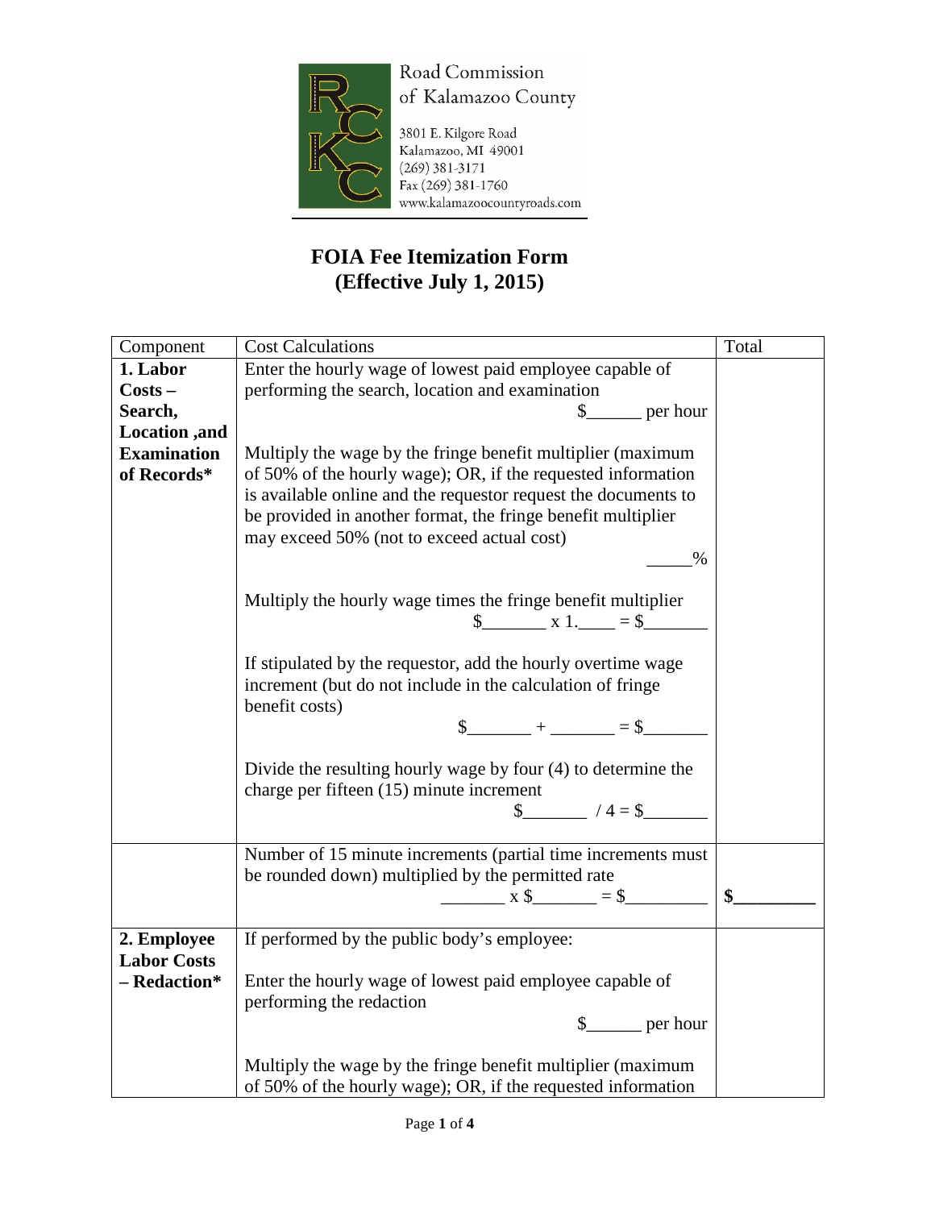Road Commission of Kalamazoo County

3801 E. Kilgore Road
Kalamazoo, MI 49001
(269) 381-3171
Fax (269) 381-1760
www.kalamazoocountyroads.com

# FOIA Fee Itemization Form
# (Effective July 1, 2015)

| Component | Cost Calculations | Total |
|---|---|---|
| **1. Labor Costs – Search, Location ,and Examination of Records*** | Enter the hourly wage of lowest paid employee capable of performing the search, location and examination<br>$______ per hour<br><br>Multiply the wage by the fringe benefit multiplier (maximum of 50% of the hourly wage); OR, if the requested information is available online and the requestor request the documents to be provided in another format, the fringe benefit multiplier may exceed 50% (not to exceed actual cost)<br>_____%<br><br>Multiply the hourly wage times the fringe benefit multiplier<br>$_______ x 1.____ = $_______<br><br>If stipulated by the requestor, add the hourly overtime wage increment (but do not include in the calculation of fringe benefit costs)<br>$_______ + _______ = $_______<br><br>Divide the resulting hourly wage by four (4) to determine the charge per fifteen (15) minute increment<br>$_______ / 4 = $_______ | |
| | Number of 15 minute increments (partial time increments must be rounded down) multiplied by the permitted rate<br>_______ x $_______ = $_________ | **$_________** |
| **2. Employee Labor Costs – Redaction*** | If performed by the public body's employee:<br><br>Enter the hourly wage of lowest paid employee capable of performing the redaction<br>$______ per hour<br><br>Multiply the wage by the fringe benefit multiplier (maximum of 50% of the hourly wage); OR, if the requested information | |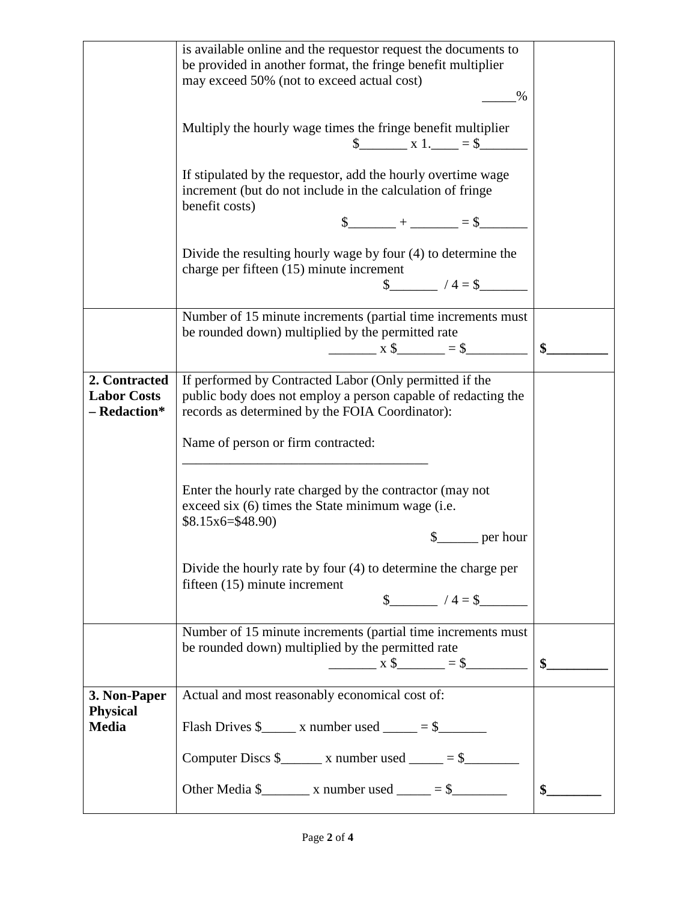| | | |
|---|---|---|
| | is available online and the requestor request the documents to be provided in another format, the fringe benefit multiplier may exceed 50% (not to exceed actual cost)<br>_____% <br><br>Multiply the hourly wage times the fringe benefit multiplier<br>$_______ x 1.____ = $_______<br><br>If stipulated by the requestor, add the hourly overtime wage increment (but do not include in the calculation of fringe benefit costs)<br>$_______ + _______ = $_______<br><br>Divide the resulting hourly wage by four (4) to determine the charge per fifteen (15) minute increment<br>$_______ / 4 = $_______ | |
| | Number of 15 minute increments (partial time increments must be rounded down) multiplied by the permitted rate<br>_______ x $_______ = $_________ | **$_________** |
| **2. Contracted Labor Costs – Redaction*** | If performed by Contracted Labor (Only permitted if the public body does not employ a person capable of redacting the records as determined by the FOIA Coordinator):<br><br>Name of person or firm contracted:<br>____________________________________<br><br>Enter the hourly rate charged by the contractor (may not exceed six (6) times the State minimum wage (i.e. $8.15x6=$48.90)<br>$______ per hour<br><br>Divide the hourly rate by four (4) to determine the charge per fifteen (15) minute increment<br>$_______ / 4 = $_______ | |
| | Number of 15 minute increments (partial time increments must be rounded down) multiplied by the permitted rate<br>_______ x $_______ = $_________ | **$_________** |
| **3. Non-Paper Physical Media** | Actual and most reasonably economical cost of:<br><br>Flash Drives $_____ x number used _____ = $_______<br><br>Computer Discs $______ x number used _____ = $________<br><br>Other Media $_______ x number used _____ = $________ | **$________** |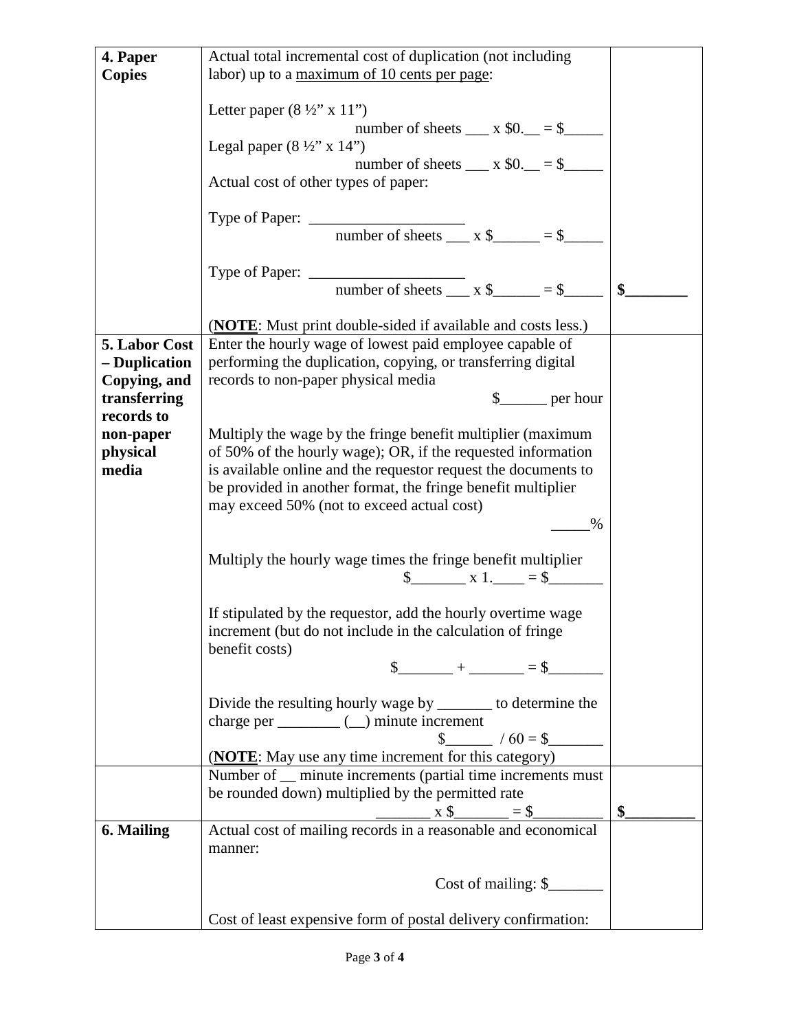| | | |
|---|---|---|
| **4. Paper Copies** | Actual total incremental cost of duplication (not including labor) up to a <u>maximum of 10 cents per page</u>:<br><br>Letter paper (8 ½" x 11")<br>number of sheets ___ x $0.__ = $_____<br>Legal paper (8 ½" x 14")<br>number of sheets ___ x $0.__ = $_____<br>Actual cost of other types of paper:<br><br>Type of Paper: ____________________<br>number of sheets ___ x $______ = $_____<br><br>Type of Paper: ____________________<br>number of sheets ___ x $______ = $_____<br><br>(**<u>NOTE</u>**: Must print double-sided if available and costs less.) | **$________** |
| **5. Labor Cost – Duplication Copying, and transferring records to non-paper physical media** | Enter the hourly wage of lowest paid employee capable of performing the duplication, copying, or transferring digital records to non-paper physical media<br>$______ per hour<br><br>Multiply the wage by the fringe benefit multiplier (maximum of 50% of the hourly wage); OR, if the requested information is available online and the requestor request the documents to be provided in another format, the fringe benefit multiplier may exceed 50% (not to exceed actual cost)<br>_____%<br><br>Multiply the hourly wage times the fringe benefit multiplier<br>$_______ x 1.____ = $_______<br><br>If stipulated by the requestor, add the hourly overtime wage increment (but do not include in the calculation of fringe benefit costs)<br>$_______ + _______ = $_______<br><br>Divide the resulting hourly wage by _______ to determine the charge per ________ (__) minute increment<br>$______ / 60 = $_______<br>(**<u>NOTE</u>**: May use any time increment for this category) | |
| | Number of __ minute increments (partial time increments must be rounded down) multiplied by the permitted rate<br>_______ x $_______ = $_________ | **$_________** |
| **6. Mailing** | Actual cost of mailing records in a reasonable and economical manner:<br><br>Cost of mailing: $_______<br><br>Cost of least expensive form of postal delivery confirmation: | |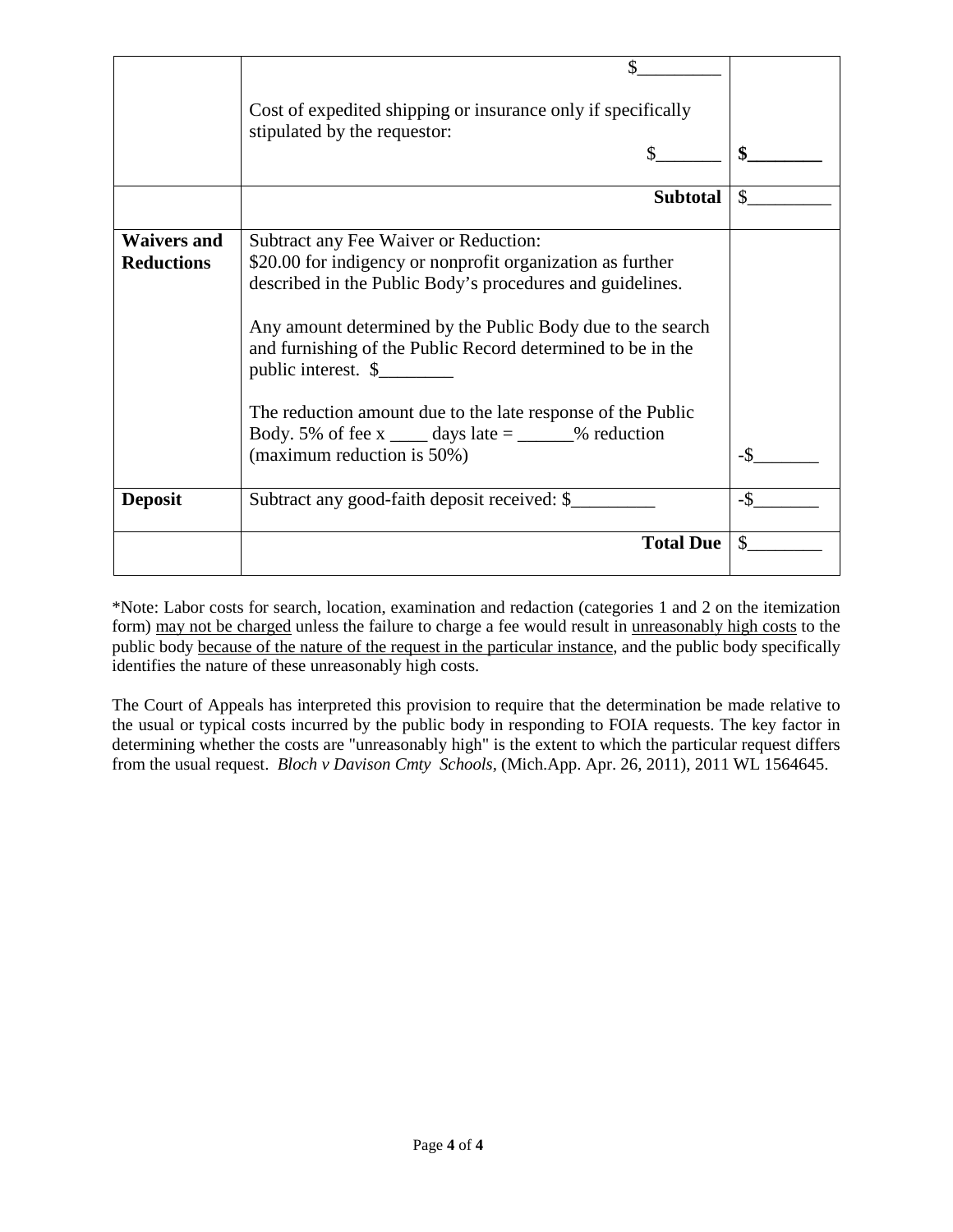| | | |
|---|---|---|
| | \$_________<br><br>Cost of expedited shipping or insurance only if specifically stipulated by the requestor:<br>\$_______ | **\$________** |
| | **Subtotal** | \$_________ |
| **Waivers and Reductions** | Subtract any Fee Waiver or Reduction:<br>\$20.00 for indigency or nonprofit organization as further described in the Public Body's procedures and guidelines.<br><br>Any amount determined by the Public Body due to the search and furnishing of the Public Record determined to be in the public interest. \$________<br><br>The reduction amount due to the late response of the Public Body. 5% of fee x ____ days late = ______% reduction (maximum reduction is 50%) | -\$_______ |
| **Deposit** | Subtract any good-faith deposit received: \$_________ | -\$_______ |
| | **Total Due** | \$________ |

*Note: Labor costs for search, location, examination and redaction (categories 1 and 2 on the itemization form) may not be charged unless the failure to charge a fee would result in unreasonably high costs to the public body because of the nature of the request in the particular instance, and the public body specifically identifies the nature of these unreasonably high costs.

The Court of Appeals has interpreted this provision to require that the determination be made relative to the usual or typical costs incurred by the public body in responding to FOIA requests. The key factor in determining whether the costs are "unreasonably high" is the extent to which the particular request differs from the usual request. *Bloch v Davison Cmty Schools*, (Mich.App. Apr. 26, 2011), 2011 WL 1564645.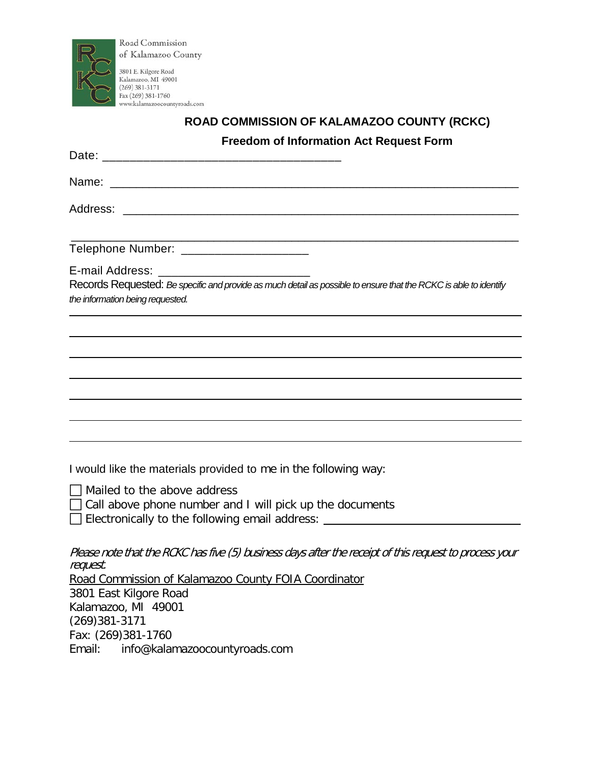Road Commission of Kalamazoo County

3801 E. Kilgore Road
Kalamazoo, MI 49001
(269) 381-3171
Fax (269) 381-1760
www.kalamazoocountyroads.com

## ROAD COMMISSION OF KALAMAZOO COUNTY (RCKC)

### Freedom of Information Act Request Form

Date: ___________________________________

Name: ___________________________________

Address: ___________________________________

___________________________________

Telephone Number: ___________________

E-mail Address: ______________________

Records Requested: *Be specific and provide as much detail as possible to ensure that the RCKC is able to identify the information being requested.*

___________________________________

___________________________________

___________________________________

___________________________________

___________________________________

___________________________________

___________________________________

I would like the materials provided to me in the following way:

☐ Mailed to the above address
☐ Call above phone number and I will pick up the documents
☐ Electronically to the following email address: ______________________

*Please note that the RCKC has five (5) business days after the receipt of this request to process your request.*

Road Commission of Kalamazoo County FOIA Coordinator
3801 East Kilgore Road
Kalamazoo, MI 49001
(269)381-3171
Fax: (269)381-1760
Email: info@kalamazoocountyroads.com